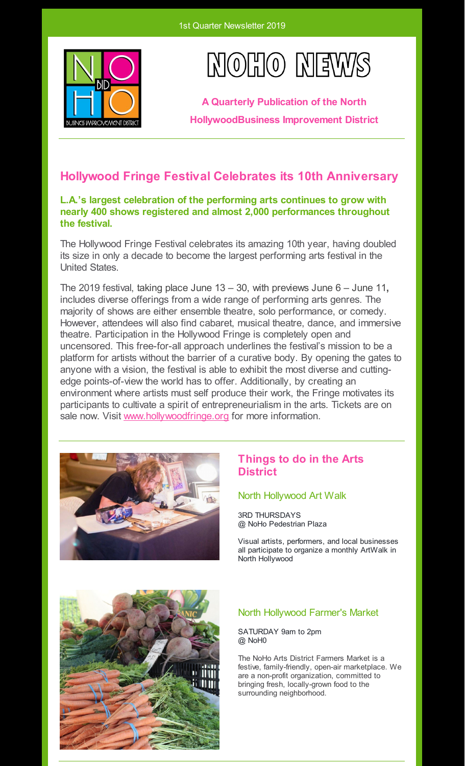1st Quarter Newsletter 2019

# NOHO NEWS

**A Quarterly Publication of the North HollywoodBusiness Improvement District**

## Hollywood Fringe Festival Celebrates its 10th Anniversary

**L.A.'s largest celebration of the performing arts continues to grow with nearly 400 shows registered and almost 2,000 performances throughout the festival.**

The Hollywood Fringe Festival celebrates its amazing 10th year, having doubled its size in only a decade to become the largest performing arts festival in the United States.

The 2019 festival, taking place June 13 – 30, with previews June 6 – June 11**,** includes diverse offerings from a wide range of performing arts genres. The majority of shows are either ensemble theatre, solo performance, or comedy. However, attendees will also find cabaret, musical theatre, dance, and immersive theatre. Participation in the Hollywood Fringe is completely open and uncensored. This free-for-all approach underlines the festival's mission to be a platform for artists without the barrier of a curative body. By opening the gates to anyone with a vision, the festival is able to exhibit the most diverse and cutting-edge points-of-view the world has to offer. Additionally, by creating an environment where artists must self produce their work, the Fringe motivates its participants to cultivate a spirit of entrepreneurialism in the arts. Tickets are on sale now. Visit www.hollywoodfringe.org for more information.

## Things to do in the Arts District

### North Hollywood Art Walk

3RD THURSDAYS
@ NoHo Pedestrian Plaza

Visual artists, performers, and local businesses all participate to organize a monthly ArtWalk in North Hollywood

### North Hollywood Farmer's Market

SATURDAY 9am to 2pm
@ NoH0

The NoHo Arts District Farmers Market is a festive, family-friendly, open-air marketplace. We are a non-profit organization, committed to bringing fresh, locally-grown food to the surrounding neighborhood.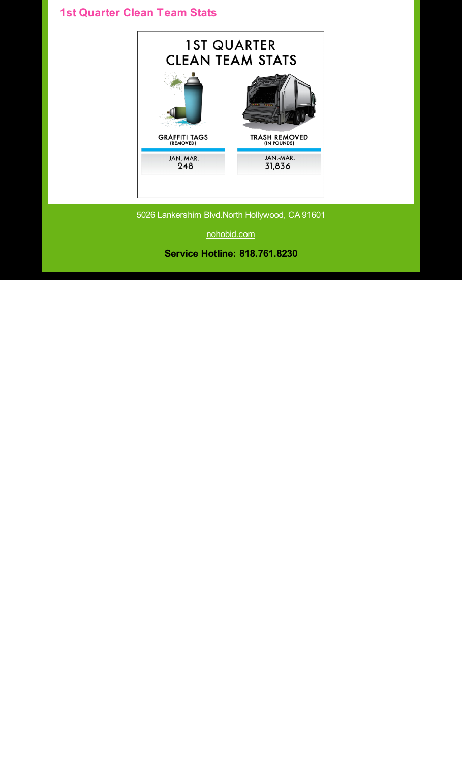## 1st Quarter Clean Team Stats

1ST QUARTER
CLEAN TEAM STATS

GRAFFITI TAGS
(REMOVED)
JAN.-MAR.
248

TRASH REMOVED
(IN POUNDS)
JAN.-MAR.
31,836

5026 Lankershim Blvd.North Hollywood, CA 91601

nohobid.com

**Service Hotline: 818.761.8230**